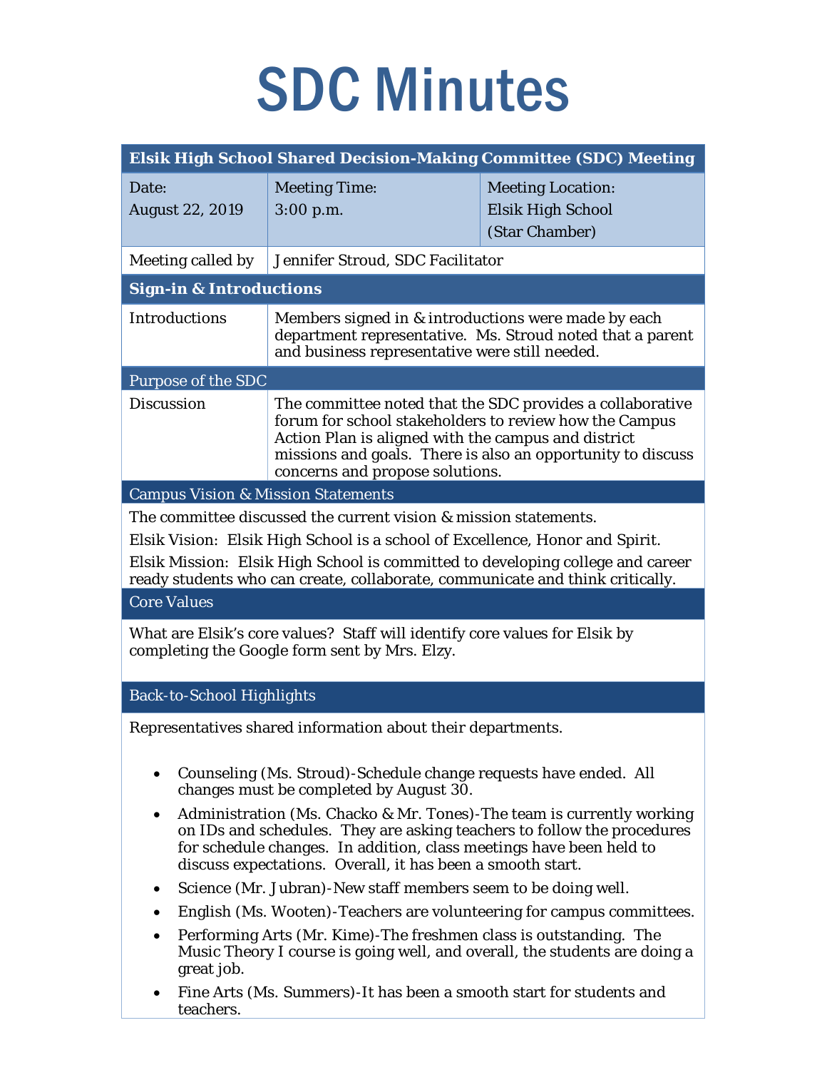# SDC Minutes

| Elsik High School Shared Decision-Making Committee (SDC) Meeting | | |
|---|---|---|
| Date: August 22, 2019 | Meeting Time: 3:00 p.m. | Meeting Location: Elsik High School (Star Chamber) |
| Meeting called by | Jennifer Stroud, SDC Facilitator | |

## Sign-in & Introductions

| | |
|---|---|
| Introductions | Members signed in & introductions were made by each department representative. Ms. Stroud noted that a parent and business representative were still needed. |

## Purpose of the SDC

| | |
|---|---|
| Discussion | The committee noted that the SDC provides a collaborative forum for school stakeholders to review how the Campus Action Plan is aligned with the campus and district missions and goals. There is also an opportunity to discuss concerns and propose solutions. |

## Campus Vision & Mission Statements

The committee discussed the current vision & mission statements.

Elsik Vision: Elsik High School is a school of Excellence, Honor and Spirit.

Elsik Mission: Elsik High School is committed to developing college and career ready students who can create, collaborate, communicate and think critically.

## Core Values

What are Elsik's core values? Staff will identify core values for Elsik by completing the Google form sent by Mrs. Elzy.

## Back-to-School Highlights

Representatives shared information about their departments.

- Counseling (Ms. Stroud)-Schedule change requests have ended. All changes must be completed by August 30.
- Administration (Ms. Chacko & Mr. Tones)-The team is currently working on IDs and schedules. They are asking teachers to follow the procedures for schedule changes. In addition, class meetings have been held to discuss expectations. Overall, it has been a smooth start.
- Science (Mr. Jubran)-New staff members seem to be doing well.
- English (Ms. Wooten)-Teachers are volunteering for campus committees.
- Performing Arts (Mr. Kime)-The freshmen class is outstanding. The Music Theory I course is going well, and overall, the students are doing a great job.
- Fine Arts (Ms. Summers)-It has been a smooth start for students and teachers.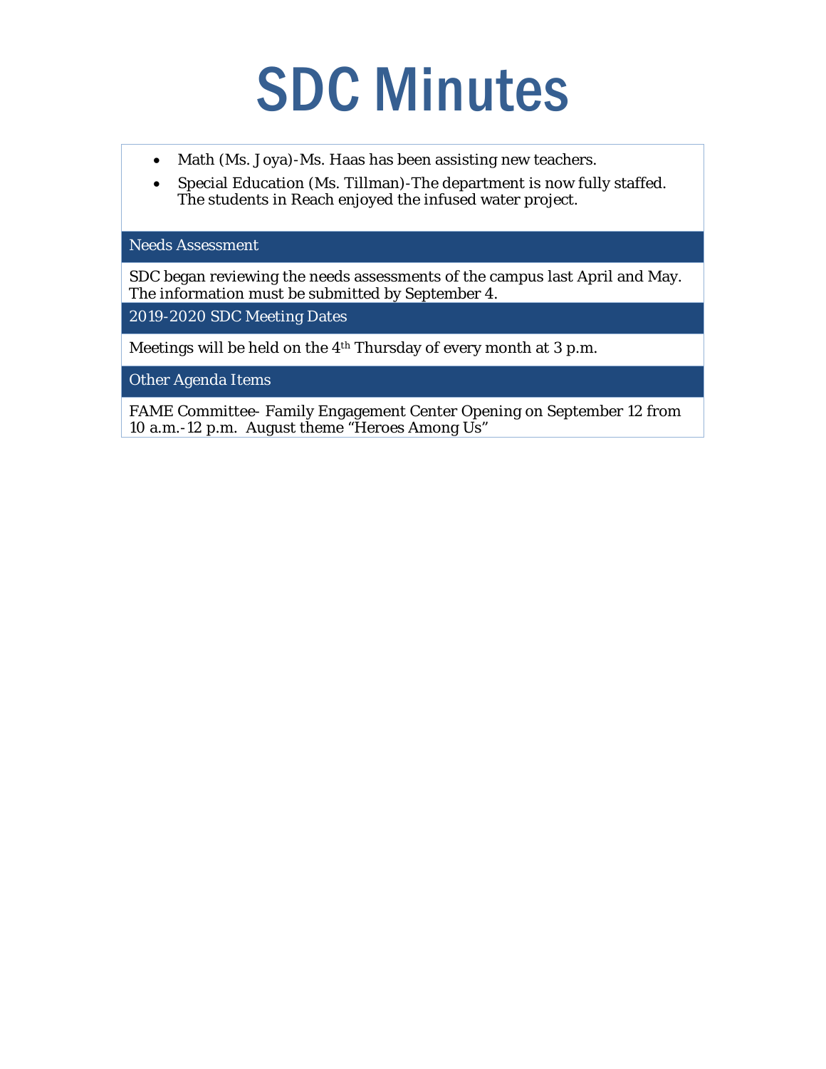# SDC Minutes

- Math (Ms. Joya)-Ms. Haas has been assisting new teachers.
- Special Education (Ms. Tillman)-The department is now fully staffed. The students in Reach enjoyed the infused water project.

## Needs Assessment

SDC began reviewing the needs assessments of the campus last April and May. The information must be submitted by September 4.

## 2019-2020 SDC Meeting Dates

Meetings will be held on the 4th Thursday of every month at 3 p.m.

## Other Agenda Items

FAME Committee- Family Engagement Center Opening on September 12 from 10 a.m.-12 p.m. August theme "Heroes Among Us"